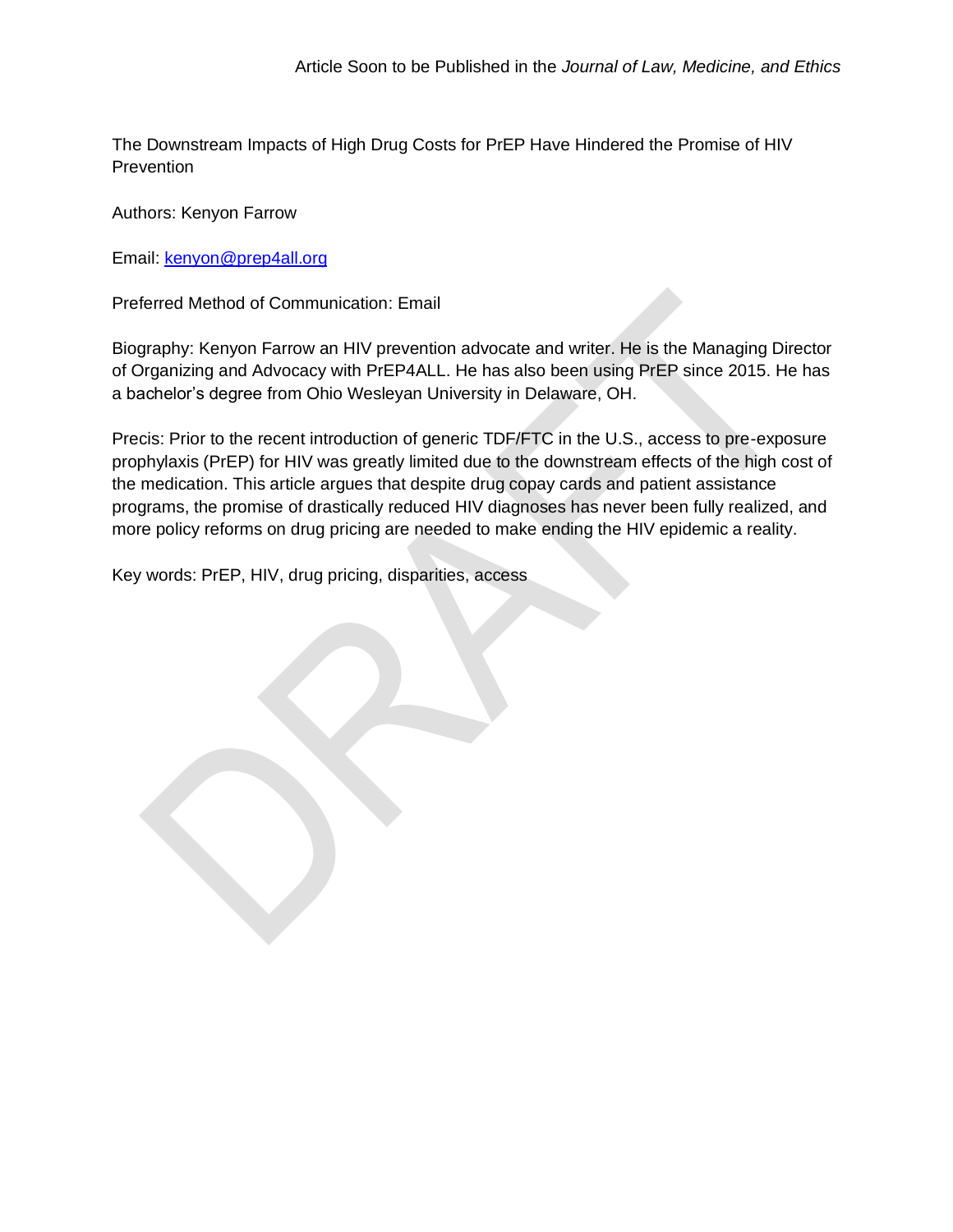Article Soon to be Published in the *Journal of Law, Medicine, and Ethics*

# The Downstream Impacts of High Drug Costs for PrEP Have Hindered the Promise of HIV Prevention

Authors: Kenyon Farrow

Email: [kenyon@prep4all.org](mailto:kenyon@prep4all.org)

Preferred Method of Communication: Email

Biography: Kenyon Farrow an HIV prevention advocate and writer. He is the Managing Director of Organizing and Advocacy with PrEP4ALL. He has also been using PrEP since 2015. He has a bachelor's degree from Ohio Wesleyan University in Delaware, OH.

Precis: Prior to the recent introduction of generic TDF/FTC in the U.S., access to pre-exposure prophylaxis (PrEP) for HIV was greatly limited due to the downstream effects of the high cost of the medication. This article argues that despite drug copay cards and patient assistance programs, the promise of drastically reduced HIV diagnoses has never been fully realized, and more policy reforms on drug pricing are needed to make ending the HIV epidemic a reality.

Key words: PrEP, HIV, drug pricing, disparities, access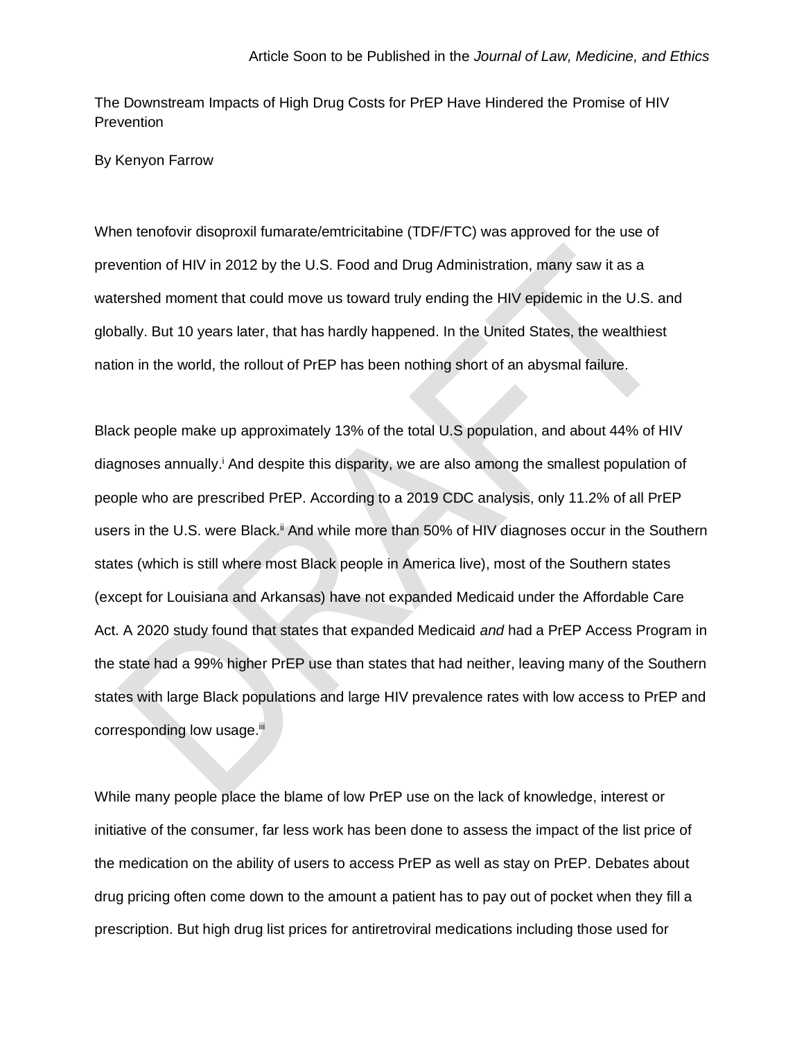Article Soon to be Published in the *Journal of Law, Medicine, and Ethics*

The Downstream Impacts of High Drug Costs for PrEP Have Hindered the Promise of HIV Prevention

By Kenyon Farrow

When tenofovir disoproxil fumarate/emtricitabine (TDF/FTC) was approved for the use of prevention of HIV in 2012 by the U.S. Food and Drug Administration, many saw it as a watershed moment that could move us toward truly ending the HIV epidemic in the U.S. and globally. But 10 years later, that has hardly happened. In the United States, the wealthiest nation in the world, the rollout of PrEP has been nothing short of an abysmal failure.

Black people make up approximately 13% of the total U.S population, and about 44% of HIV diagnoses annually.[i] And despite this disparity, we are also among the smallest population of people who are prescribed PrEP. According to a 2019 CDC analysis, only 11.2% of all PrEP users in the U.S. were Black.[ii] And while more than 50% of HIV diagnoses occur in the Southern states (which is still where most Black people in America live), most of the Southern states (except for Louisiana and Arkansas) have not expanded Medicaid under the Affordable Care Act. A 2020 study found that states that expanded Medicaid *and* had a PrEP Access Program in the state had a 99% higher PrEP use than states that had neither, leaving many of the Southern states with large Black populations and large HIV prevalence rates with low access to PrEP and corresponding low usage.[iii]

While many people place the blame of low PrEP use on the lack of knowledge, interest or initiative of the consumer, far less work has been done to assess the impact of the list price of the medication on the ability of users to access PrEP as well as stay on PrEP. Debates about drug pricing often come down to the amount a patient has to pay out of pocket when they fill a prescription. But high drug list prices for antiretroviral medications including those used for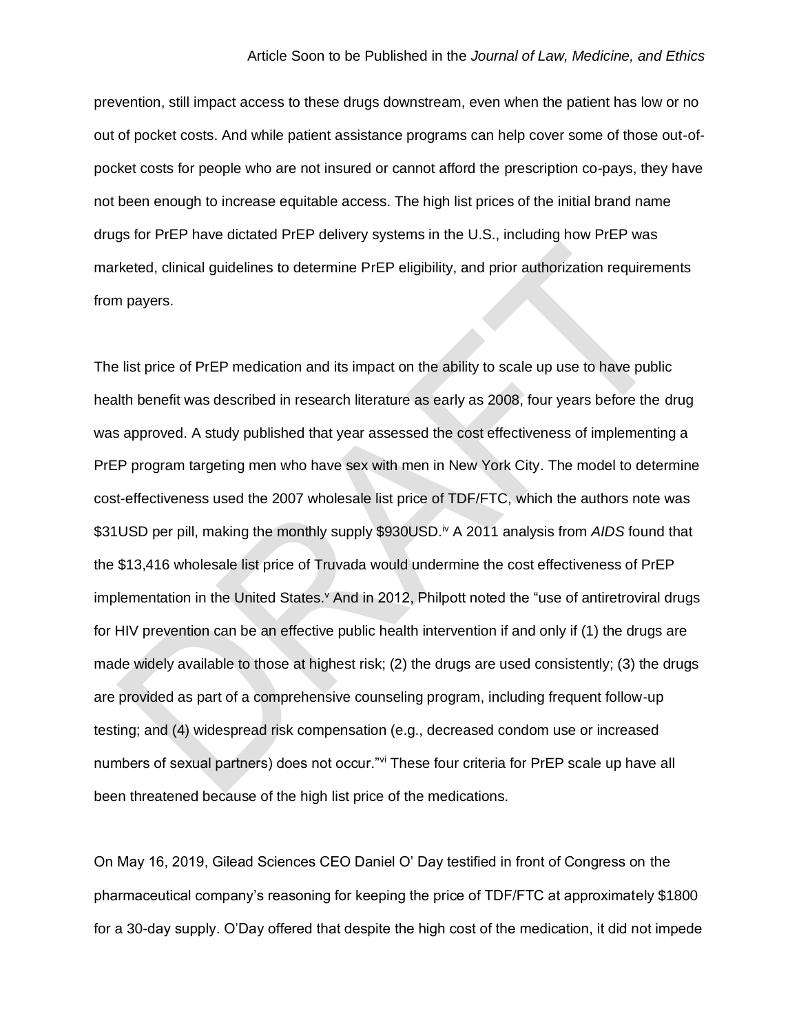prevention, still impact access to these drugs downstream, even when the patient has low or no out of pocket costs. And while patient assistance programs can help cover some of those out-of-pocket costs for people who are not insured or cannot afford the prescription co-pays, they have not been enough to increase equitable access. The high list prices of the initial brand name drugs for PrEP have dictated PrEP delivery systems in the U.S., including how PrEP was marketed, clinical guidelines to determine PrEP eligibility, and prior authorization requirements from payers.

The list price of PrEP medication and its impact on the ability to scale up use to have public health benefit was described in research literature as early as 2008, four years before the drug was approved. A study published that year assessed the cost effectiveness of implementing a PrEP program targeting men who have sex with men in New York City. The model to determine cost-effectiveness used the 2007 wholesale list price of TDF/FTC, which the authors note was \$31USD per pill, making the monthly supply \$930USD.[iv] A 2011 analysis from *AIDS* found that the \$13,416 wholesale list price of Truvada would undermine the cost effectiveness of PrEP implementation in the United States.[v] And in 2012, Philpott noted the "use of antiretroviral drugs for HIV prevention can be an effective public health intervention if and only if (1) the drugs are made widely available to those at highest risk; (2) the drugs are used consistently; (3) the drugs are provided as part of a comprehensive counseling program, including frequent follow-up testing; and (4) widespread risk compensation (e.g., decreased condom use or increased numbers of sexual partners) does not occur."[vi] These four criteria for PrEP scale up have all been threatened because of the high list price of the medications.

On May 16, 2019, Gilead Sciences CEO Daniel O' Day testified in front of Congress on the pharmaceutical company's reasoning for keeping the price of TDF/FTC at approximately \$1800 for a 30-day supply. O'Day offered that despite the high cost of the medication, it did not impede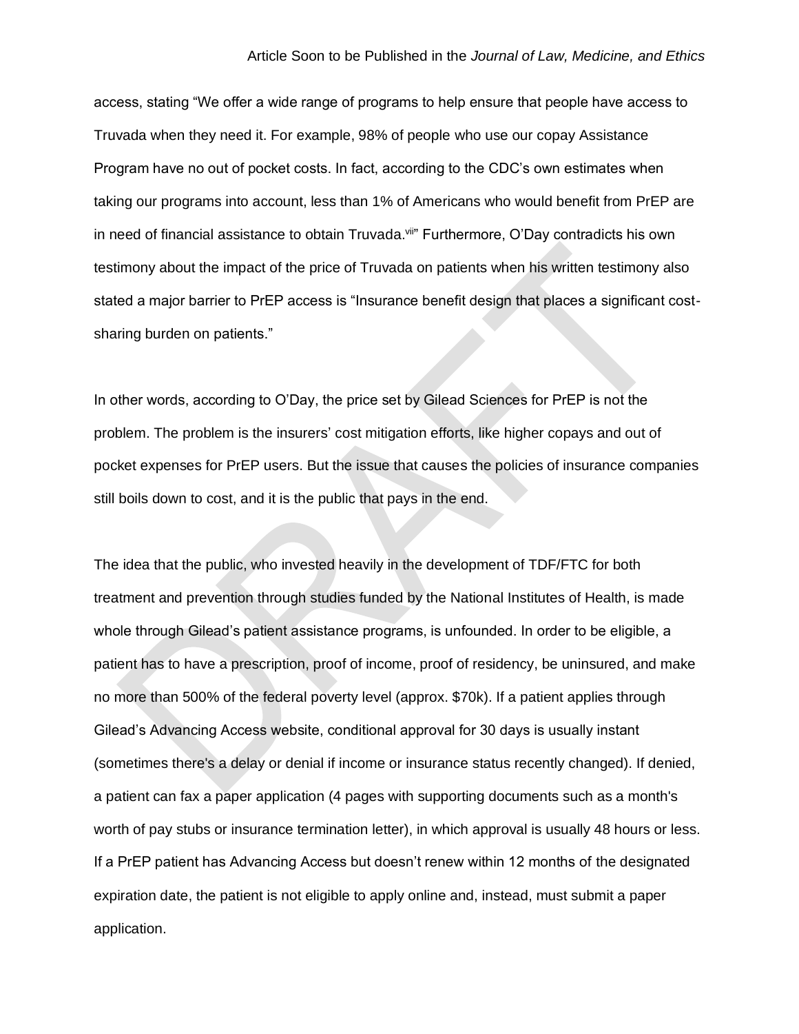access, stating "We offer a wide range of programs to help ensure that people have access to Truvada when they need it. For example, 98% of people who use our copay Assistance Program have no out of pocket costs. In fact, according to the CDC's own estimates when taking our programs into account, less than 1% of Americans who would benefit from PrEP are in need of financial assistance to obtain Truvada.[vii]" Furthermore, O'Day contradicts his own testimony about the impact of the price of Truvada on patients when his written testimony also stated a major barrier to PrEP access is "Insurance benefit design that places a significant cost-sharing burden on patients."

In other words, according to O'Day, the price set by Gilead Sciences for PrEP is not the problem. The problem is the insurers' cost mitigation efforts, like higher copays and out of pocket expenses for PrEP users. But the issue that causes the policies of insurance companies still boils down to cost, and it is the public that pays in the end.

The idea that the public, who invested heavily in the development of TDF/FTC for both treatment and prevention through studies funded by the National Institutes of Health, is made whole through Gilead's patient assistance programs, is unfounded. In order to be eligible, a patient has to have a prescription, proof of income, proof of residency, be uninsured, and make no more than 500% of the federal poverty level (approx. $70k). If a patient applies through Gilead's Advancing Access website, conditional approval for 30 days is usually instant (sometimes there's a delay or denial if income or insurance status recently changed). If denied, a patient can fax a paper application (4 pages with supporting documents such as a month's worth of pay stubs or insurance termination letter), in which approval is usually 48 hours or less. If a PrEP patient has Advancing Access but doesn't renew within 12 months of the designated expiration date, the patient is not eligible to apply online and, instead, must submit a paper application.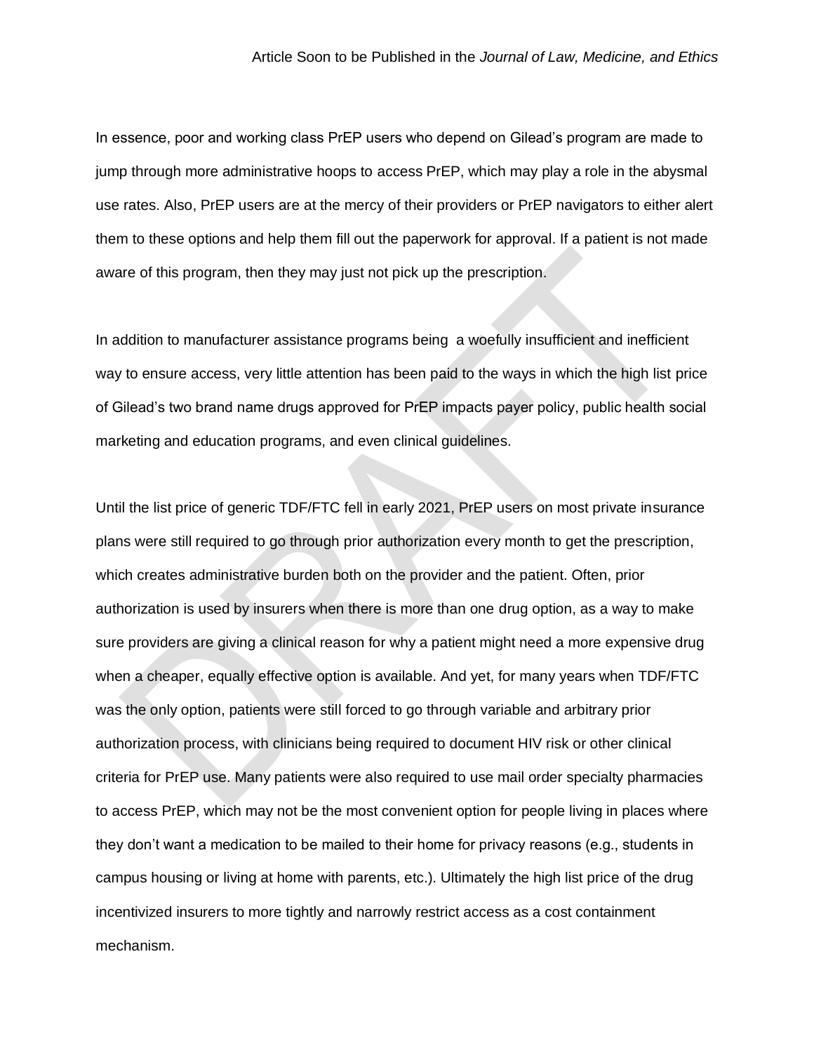In essence, poor and working class PrEP users who depend on Gilead's program are made to jump through more administrative hoops to access PrEP, which may play a role in the abysmal use rates. Also, PrEP users are at the mercy of their providers or PrEP navigators to either alert them to these options and help them fill out the paperwork for approval. If a patient is not made aware of this program, then they may just not pick up the prescription.

In addition to manufacturer assistance programs being a woefully insufficient and inefficient way to ensure access, very little attention has been paid to the ways in which the high list price of Gilead's two brand name drugs approved for PrEP impacts payer policy, public health social marketing and education programs, and even clinical guidelines.

Until the list price of generic TDF/FTC fell in early 2021, PrEP users on most private insurance plans were still required to go through prior authorization every month to get the prescription, which creates administrative burden both on the provider and the patient. Often, prior authorization is used by insurers when there is more than one drug option, as a way to make sure providers are giving a clinical reason for why a patient might need a more expensive drug when a cheaper, equally effective option is available. And yet, for many years when TDF/FTC was the only option, patients were still forced to go through variable and arbitrary prior authorization process, with clinicians being required to document HIV risk or other clinical criteria for PrEP use. Many patients were also required to use mail order specialty pharmacies to access PrEP, which may not be the most convenient option for people living in places where they don't want a medication to be mailed to their home for privacy reasons (e.g., students in campus housing or living at home with parents, etc.). Ultimately the high list price of the drug incentivized insurers to more tightly and narrowly restrict access as a cost containment mechanism.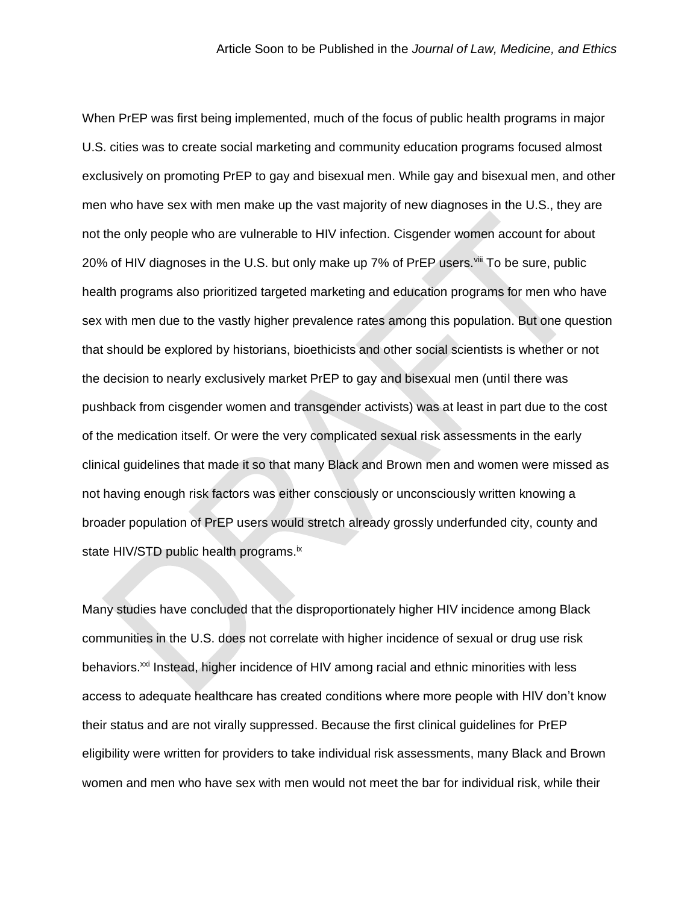When PrEP was first being implemented, much of the focus of public health programs in major U.S. cities was to create social marketing and community education programs focused almost exclusively on promoting PrEP to gay and bisexual men. While gay and bisexual men, and other men who have sex with men make up the vast majority of new diagnoses in the U.S., they are not the only people who are vulnerable to HIV infection. Cisgender women account for about 20% of HIV diagnoses in the U.S. but only make up 7% of PrEP users.[viii] To be sure, public health programs also prioritized targeted marketing and education programs for men who have sex with men due to the vastly higher prevalence rates among this population. But one question that should be explored by historians, bioethicists and other social scientists is whether or not the decision to nearly exclusively market PrEP to gay and bisexual men (until there was pushback from cisgender women and transgender activists) was at least in part due to the cost of the medication itself. Or were the very complicated sexual risk assessments in the early clinical guidelines that made it so that many Black and Brown men and women were missed as not having enough risk factors was either consciously or unconsciously written knowing a broader population of PrEP users would stretch already grossly underfunded city, county and state HIV/STD public health programs.[ix]

Many studies have concluded that the disproportionately higher HIV incidence among Black communities in the U.S. does not correlate with higher incidence of sexual or drug use risk behaviors.[xxi] Instead, higher incidence of HIV among racial and ethnic minorities with less access to adequate healthcare has created conditions where more people with HIV don't know their status and are not virally suppressed. Because the first clinical guidelines for PrEP eligibility were written for providers to take individual risk assessments, many Black and Brown women and men who have sex with men would not meet the bar for individual risk, while their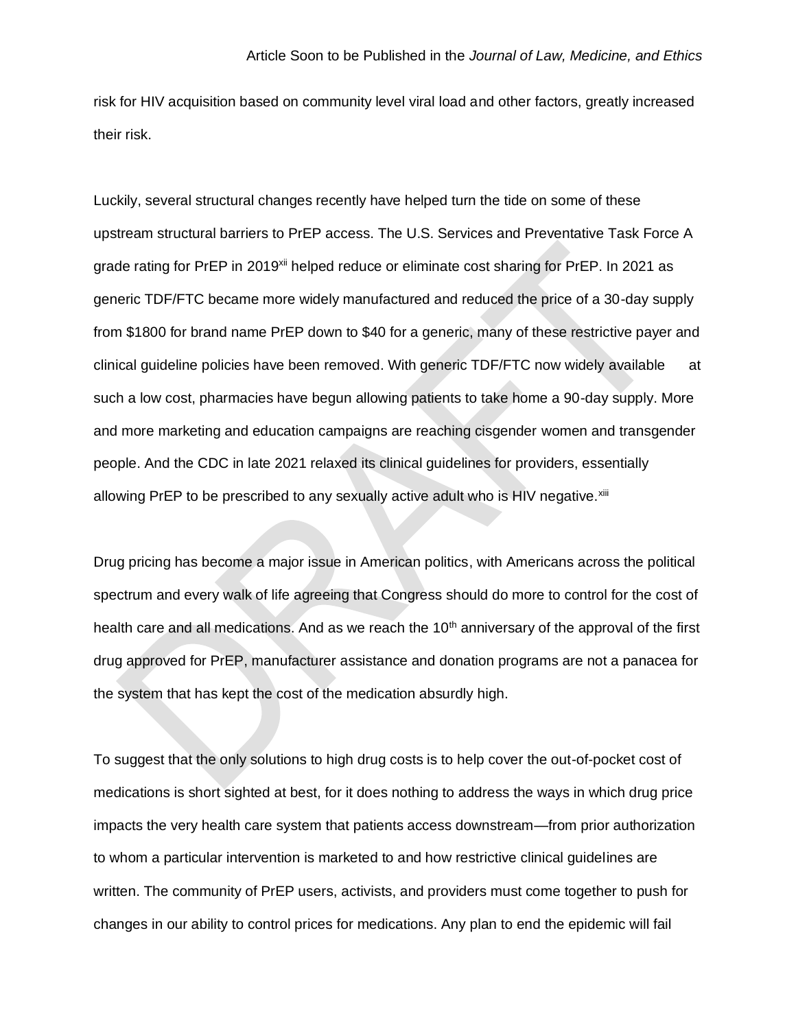risk for HIV acquisition based on community level viral load and other factors, greatly increased their risk.

Luckily, several structural changes recently have helped turn the tide on some of these upstream structural barriers to PrEP access. The U.S. Services and Preventative Task Force A grade rating for PrEP in 2019[xii] helped reduce or eliminate cost sharing for PrEP. In 2021 as generic TDF/FTC became more widely manufactured and reduced the price of a 30-day supply from $1800 for brand name PrEP down to $40 for a generic, many of these restrictive payer and clinical guideline policies have been removed. With generic TDF/FTC now widely available at such a low cost, pharmacies have begun allowing patients to take home a 90-day supply. More and more marketing and education campaigns are reaching cisgender women and transgender people. And the CDC in late 2021 relaxed its clinical guidelines for providers, essentially allowing PrEP to be prescribed to any sexually active adult who is HIV negative.[xiii]

Drug pricing has become a major issue in American politics, with Americans across the political spectrum and every walk of life agreeing that Congress should do more to control for the cost of health care and all medications. And as we reach the 10th anniversary of the approval of the first drug approved for PrEP, manufacturer assistance and donation programs are not a panacea for the system that has kept the cost of the medication absurdly high.

To suggest that the only solutions to high drug costs is to help cover the out-of-pocket cost of medications is short sighted at best, for it does nothing to address the ways in which drug price impacts the very health care system that patients access downstream—from prior authorization to whom a particular intervention is marketed to and how restrictive clinical guidelines are written. The community of PrEP users, activists, and providers must come together to push for changes in our ability to control prices for medications. Any plan to end the epidemic will fail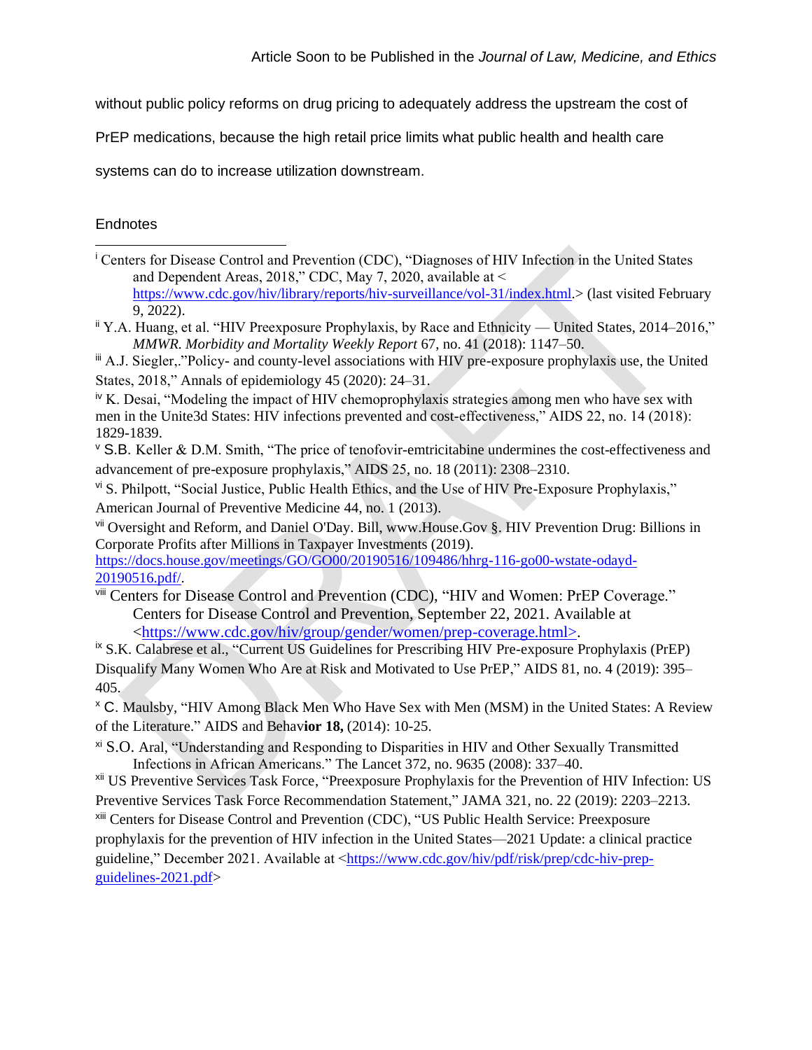without public policy reforms on drug pricing to adequately address the upstream the cost of PrEP medications, because the high retail price limits what public health and health care systems can do to increase utilization downstream.

Endnotes

[i] Centers for Disease Control and Prevention (CDC), "Diagnoses of HIV Infection in the United States and Dependent Areas, 2018," CDC, May 7, 2020, available at < https://www.cdc.gov/hiv/library/reports/hiv-surveillance/vol-31/index.html.> (last visited February 9, 2022).

[ii] Y.A. Huang, et al. "HIV Preexposure Prophylaxis, by Race and Ethnicity — United States, 2014–2016," *MMWR. Morbidity and Mortality Weekly Report* 67, no. 41 (2018): 1147–50.

[iii] A.J. Siegler,."Policy- and county-level associations with HIV pre-exposure prophylaxis use, the United States, 2018," Annals of epidemiology 45 (2020): 24–31.

[iv] K. Desai, "Modeling the impact of HIV chemoprophylaxis strategies among men who have sex with men in the Unite3d States: HIV infections prevented and cost-effectiveness," AIDS 22, no. 14 (2018): 1829-1839.

[v] S.B. Keller & D.M. Smith, "The price of tenofovir-emtricitabine undermines the cost-effectiveness and advancement of pre-exposure prophylaxis," AIDS 25, no. 18 (2011): 2308–2310.

[vi] S. Philpott, "Social Justice, Public Health Ethics, and the Use of HIV Pre-Exposure Prophylaxis," American Journal of Preventive Medicine 44, no. 1 (2013).

[vii] Oversight and Reform, and Daniel O'Day. Bill, www.House.Gov §. HIV Prevention Drug: Billions in Corporate Profits after Millions in Taxpayer Investments (2019). https://docs.house.gov/meetings/GO/GO00/20190516/109486/hhrg-116-go00-wstate-odayd-20190516.pdf/.

[viii] Centers for Disease Control and Prevention (CDC), "HIV and Women: PrEP Coverage." Centers for Disease Control and Prevention, September 22, 2021. Available at <https://www.cdc.gov/hiv/group/gender/women/prep-coverage.html>.

[ix] S.K. Calabrese et al., "Current US Guidelines for Prescribing HIV Pre-exposure Prophylaxis (PrEP) Disqualify Many Women Who Are at Risk and Motivated to Use PrEP," AIDS 81, no. 4 (2019): 395–405.

[x] C. Maulsby, "HIV Among Black Men Who Have Sex with Men (MSM) in the United States: A Review of the Literature." AIDS and Behav**ior 18,** (2014): 10-25.

[xi] S.O. Aral, "Understanding and Responding to Disparities in HIV and Other Sexually Transmitted Infections in African Americans." The Lancet 372, no. 9635 (2008): 337–40.

[xii] US Preventive Services Task Force, "Preexposure Prophylaxis for the Prevention of HIV Infection: US Preventive Services Task Force Recommendation Statement," JAMA 321, no. 22 (2019): 2203–2213.

[xiii] Centers for Disease Control and Prevention (CDC), "US Public Health Service: Preexposure prophylaxis for the prevention of HIV infection in the United States—2021 Update: a clinical practice guideline," December 2021. Available at <https://www.cdc.gov/hiv/pdf/risk/prep/cdc-hiv-prep-guidelines-2021.pdf>